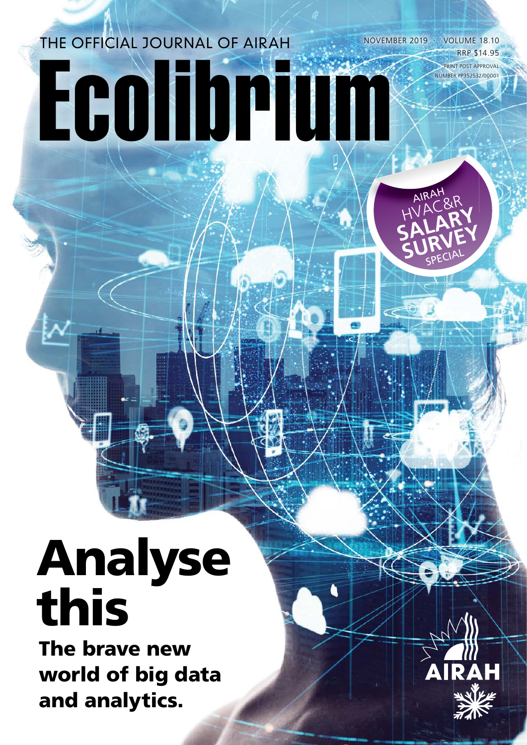THE OFFICIAL JOURNAL OF AIRAH

NOVEMBER 2019 · VOLUME 18.10

RRP $14.95

PRINT POST APPROVAL NUMBER PP352532/00001

# Ecolibrium

AIRAH HVAC&R SALARY SURVEY SPECIAL

# Analyse this

## The brave new world of big data and analytics.

AIRAH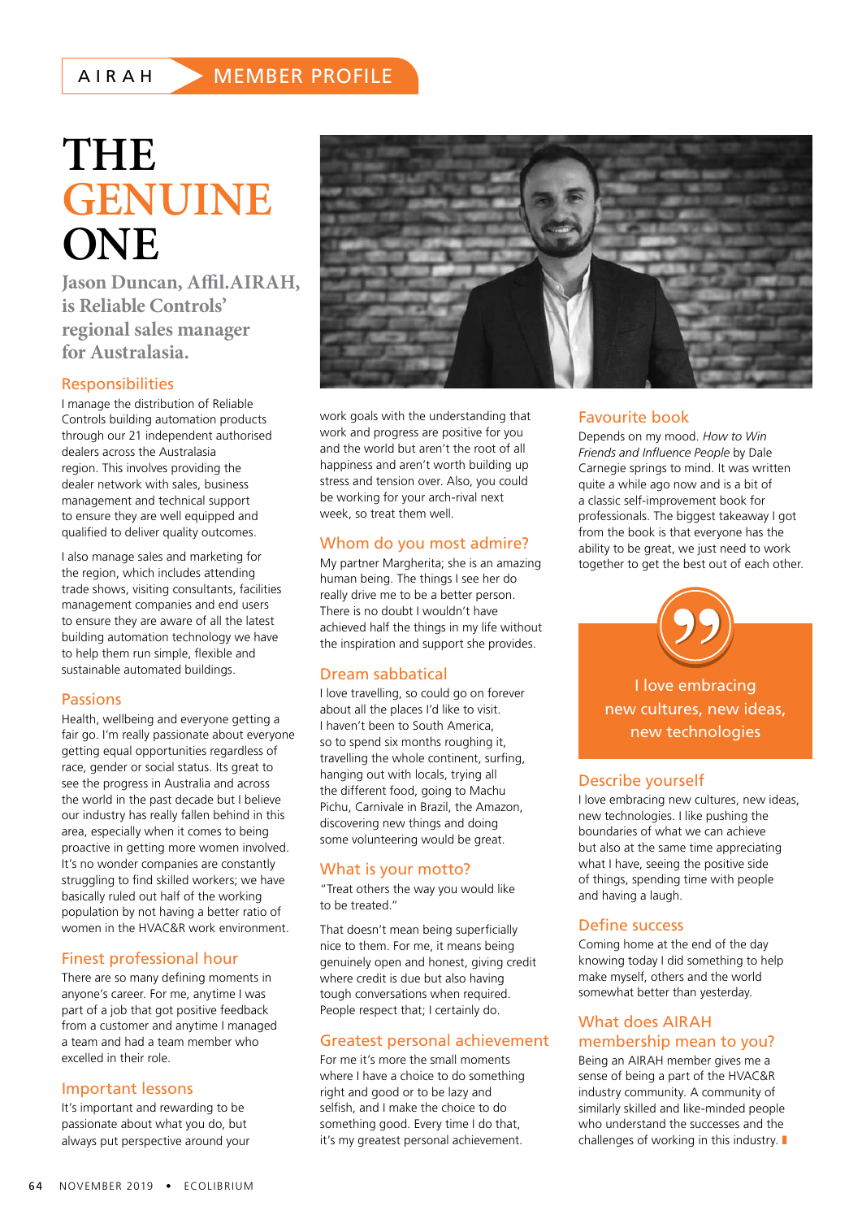AIRAH MEMBER PROFILE

# THE GENUINE ONE

**Jason Duncan, Affil.AIRAH, is Reliable Controls' regional sales manager for Australasia.**

## Responsibilities

I manage the distribution of Reliable Controls building automation products through our 21 independent authorised dealers across the Australasia region. This involves providing the dealer network with sales, business management and technical support to ensure they are well equipped and qualified to deliver quality outcomes.

I also manage sales and marketing for the region, which includes attending trade shows, visiting consultants, facilities management companies and end users to ensure they are aware of all the latest building automation technology we have to help them run simple, flexible and sustainable automated buildings.

## Passions

Health, wellbeing and everyone getting a fair go. I'm really passionate about everyone getting equal opportunities regardless of race, gender or social status. Its great to see the progress in Australia and across the world in the past decade but I believe our industry has really fallen behind in this area, especially when it comes to being proactive in getting more women involved. It's no wonder companies are constantly struggling to find skilled workers; we have basically ruled out half of the working population by not having a better ratio of women in the HVAC&R work environment.

## Finest professional hour

There are so many defining moments in anyone's career. For me, anytime I was part of a job that got positive feedback from a customer and anytime I managed a team and had a team member who excelled in their role.

## Important lessons

It's important and rewarding to be passionate about what you do, but always put perspective around your work goals with the understanding that work and progress are positive for you and the world but aren't the root of all happiness and aren't worth building up stress and tension over. Also, you could be working for your arch-rival next week, so treat them well.

## Whom do you most admire?

My partner Margherita; she is an amazing human being. The things I see her do really drive me to be a better person. There is no doubt I wouldn't have achieved half the things in my life without the inspiration and support she provides.

## Dream sabbatical

I love travelling, so could go on forever about all the places I'd like to visit. I haven't been to South America, so to spend six months roughing it, travelling the whole continent, surfing, hanging out with locals, trying all the different food, going to Machu Pichu, Carnivale in Brazil, the Amazon, discovering new things and doing some volunteering would be great.

## What is your motto?

"Treat others the way you would like to be treated."

That doesn't mean being superficially nice to them. For me, it means being genuinely open and honest, giving credit where credit is due but also having tough conversations when required. People respect that; I certainly do.

## Greatest personal achievement

For me it's more the small moments where I have a choice to do something right and good or to be lazy and selfish, and I make the choice to do something good. Every time I do that, it's my greatest personal achievement.

## Favourite book

Depends on my mood. *How to Win Friends and Influence People* by Dale Carnegie springs to mind. It was written quite a while ago now and is a bit of a classic self-improvement book for professionals. The biggest takeaway I got from the book is that everyone has the ability to be great, we just need to work together to get the best out of each other.

> I love embracing new cultures, new ideas, new technologies

## Describe yourself

I love embracing new cultures, new ideas, new technologies. I like pushing the boundaries of what we can achieve but also at the same time appreciating what I have, seeing the positive side of things, spending time with people and having a laugh.

## Define success

Coming home at the end of the day knowing today I did something to help make myself, others and the world somewhat better than yesterday.

## What does AIRAH membership mean to you?

Being an AIRAH member gives me a sense of being a part of the HVAC&R industry community. A community of similarly skilled and like-minded people who understand the successes and the challenges of working in this industry.